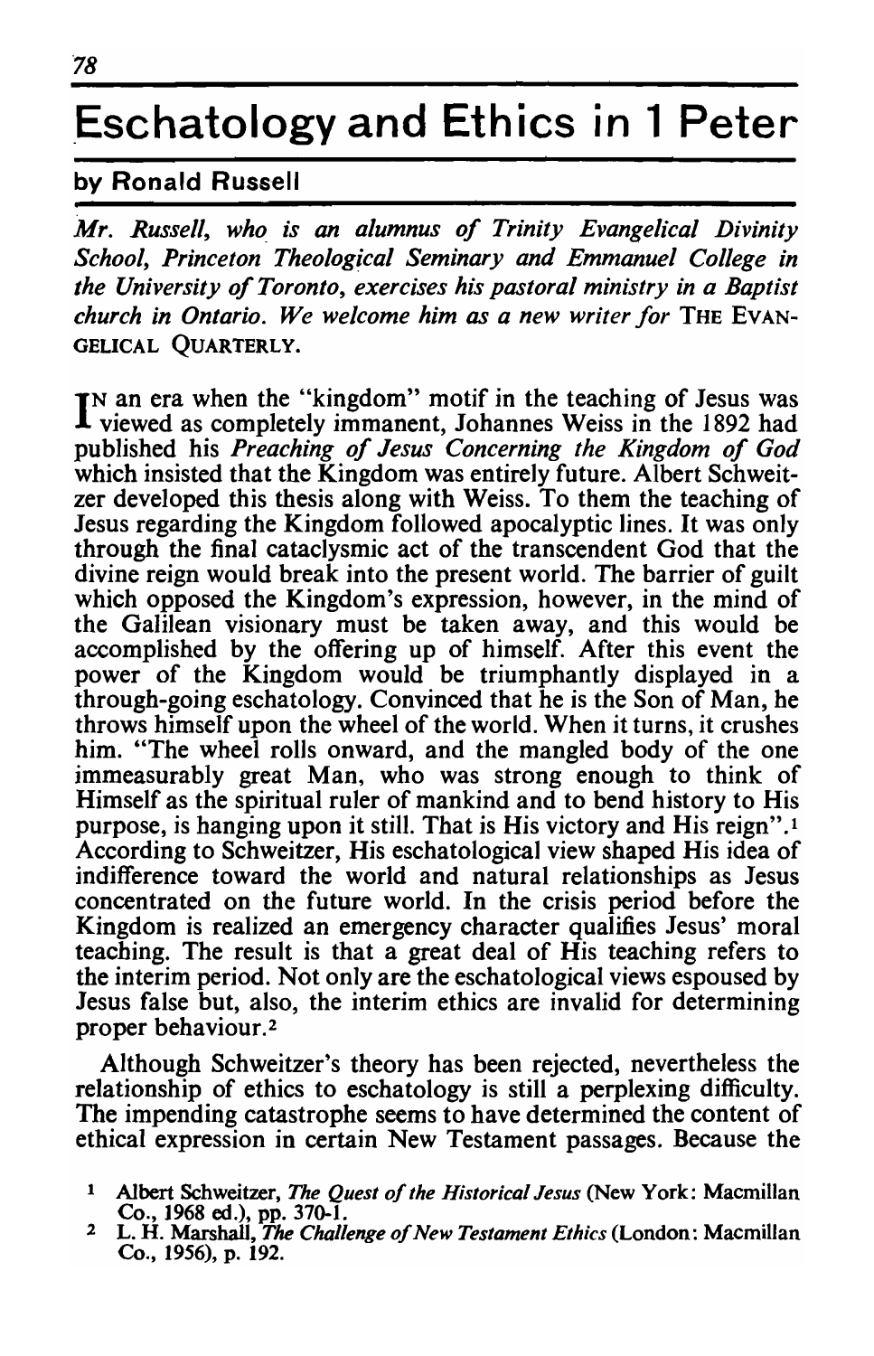# Eschatology and Ethics in 1 Peter

## by Ronald Russell

*Mr. Russell, who is an alumnus of Trinity Evangelical Divinity School, Princeton Theological Seminary and Emmanuel College in the University of Toronto, exercises his pastoral ministry in a Baptist church in Ontario. We welcome him as a new writer for* THE EVANGELICAL QUARTERLY.

IN an era when the "kingdom" motif in the teaching of Jesus was viewed as completely immanent, Johannes Weiss in the 1892 had published his *Preaching of Jesus Concerning the Kingdom of God* which insisted that the Kingdom was entirely future. Albert Schweitzer developed this thesis along with Weiss. To them the teaching of Jesus regarding the Kingdom followed apocalyptic lines. It was only through the final cataclysmic act of the transcendent God that the divine reign would break into the present world. The barrier of guilt which opposed the Kingdom's expression, however, in the mind of the Galilean visionary must be taken away, and this would be accomplished by the offering up of himself. After this event the power of the Kingdom would be triumphantly displayed in a through-going eschatology. Convinced that he is the Son of Man, he throws himself upon the wheel of the world. When it turns, it crushes him. "The wheel rolls onward, and the mangled body of the one immeasurably great Man, who was strong enough to think of Himself as the spiritual ruler of mankind and to bend history to His purpose, is hanging upon it still. That is His victory and His reign".[1] According to Schweitzer, His eschatological view shaped His idea of indifference toward the world and natural relationships as Jesus concentrated on the future world. In the crisis period before the Kingdom is realized an emergency character qualifies Jesus' moral teaching. The result is that a great deal of His teaching refers to the interim period. Not only are the eschatological views espoused by Jesus false but, also, the interim ethics are invalid for determining proper behaviour.[2]

Although Schweitzer's theory has been rejected, nevertheless the relationship of ethics to eschatology is still a perplexing difficulty. The impending catastrophe seems to have determined the content of ethical expression in certain New Testament passages. Because the

[1] Albert Schweitzer, *The Quest of the Historical Jesus* (New York: Macmillan Co., 1968 ed.), pp. 370-1.

[2] L. H. Marshall, *The Challenge of New Testament Ethics* (London: Macmillan Co., 1956), p. 192.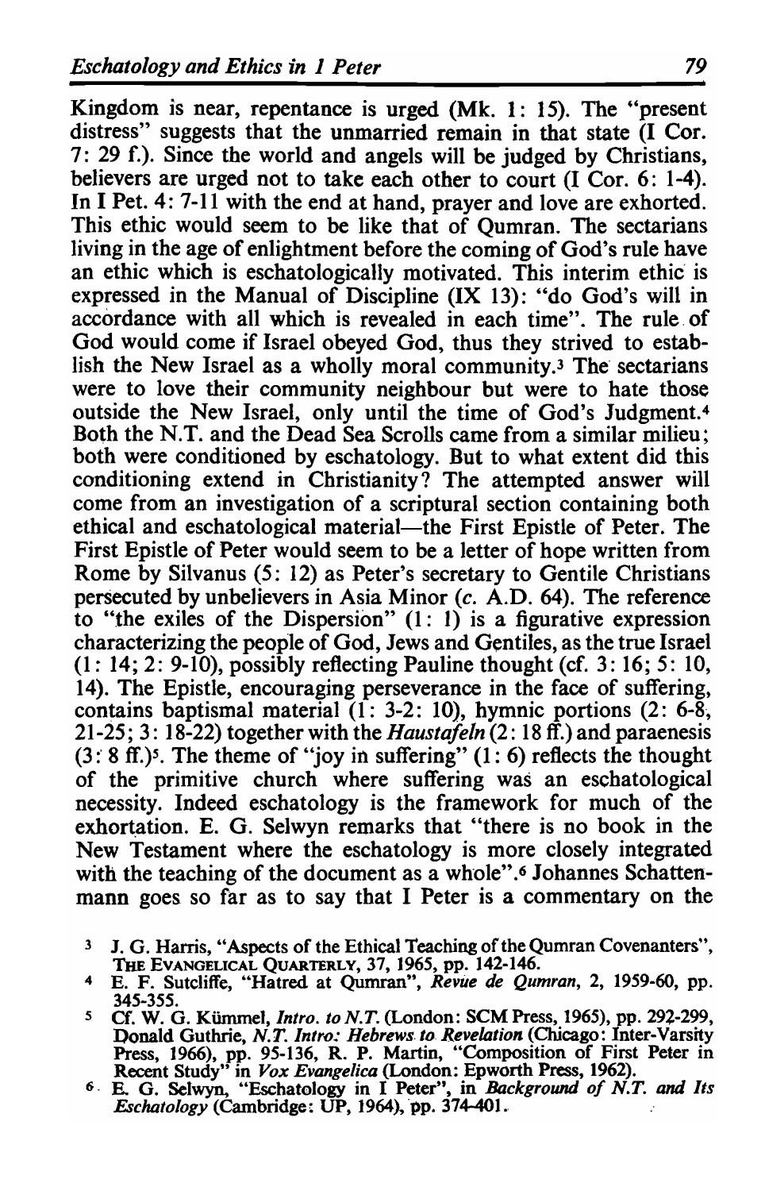Kingdom is near, repentance is urged (Mk. 1: 15). The "present distress" suggests that the unmarried remain in that state (I Cor. 7: 29 f.). Since the world and angels will be judged by Christians, believers are urged not to take each other to court (I Cor. 6: 1-4). In I Pet. 4: 7-11 with the end at hand, prayer and love are exhorted. This ethic would seem to be like that of Qumran. The sectarians living in the age of enlightment before the coming of God's rule have an ethic which is eschatologically motivated. This interim ethic is expressed in the Manual of Discipline (IX 13): "do God's will in accordance with all which is revealed in each time". The rule of God would come if Israel obeyed God, thus they strived to establish the New Israel as a wholly moral community.[3] The sectarians were to love their community neighbour but were to hate those outside the New Israel, only until the time of God's Judgment.[4] Both the N.T. and the Dead Sea Scrolls came from a similar milieu; both were conditioned by eschatology. But to what extent did this conditioning extend in Christianity? The attempted answer will come from an investigation of a scriptural section containing both ethical and eschatological material—the First Epistle of Peter. The First Epistle of Peter would seem to be a letter of hope written from Rome by Silvanus (5: 12) as Peter's secretary to Gentile Christians persecuted by unbelievers in Asia Minor (*c.* A.D. 64). The reference to "the exiles of the Dispersion" (1: 1) is a figurative expression characterizing the people of God, Jews and Gentiles, as the true Israel (1: 14; 2: 9-10), possibly reflecting Pauline thought (cf. 3: 16; 5: 10, 14). The Epistle, encouraging perseverance in the face of suffering, contains baptismal material (1: 3-2: 10), hymnic portions (2: 6-8, 21-25; 3: 18-22) together with the *Haustafeln* (2: 18 ff.) and paraenesis (3: 8 ff.)[5]. The theme of "joy in suffering" (1: 6) reflects the thought of the primitive church where suffering was an eschatological necessity. Indeed eschatology is the framework for much of the exhortation. E. G. Selwyn remarks that "there is no book in the New Testament where the eschatology is more closely integrated with the teaching of the document as a whole".[6] Johannes Schattenmann goes so far as to say that I Peter is a commentary on the

---

[3] J. G. Harris, "Aspects of the Ethical Teaching of the Qumran Covenanters", THE EVANGELICAL QUARTERLY, 37, 1965, pp. 142-146.

[4] E. F. Sutcliffe, "Hatred at Qumran", *Revue de Qumran*, 2, 1959-60, pp. 345-355.

[5] Cf. W. G. Kümmel, *Intro. to N.T.* (London: SCM Press, 1965), pp. 292-299, Donald Guthrie, *N.T. Intro: Hebrews to Revelation* (Chicago: Inter-Varsity Press, 1966), pp. 95-136, R. P. Martin, "Composition of First Peter in Recent Study" in *Vox Evangelica* (London: Epworth Press, 1962).

[6] E. G. Selwyn, "Eschatology in I Peter", in *Background of N.T. and Its Eschatology* (Cambridge: UP, 1964), pp. 374-401.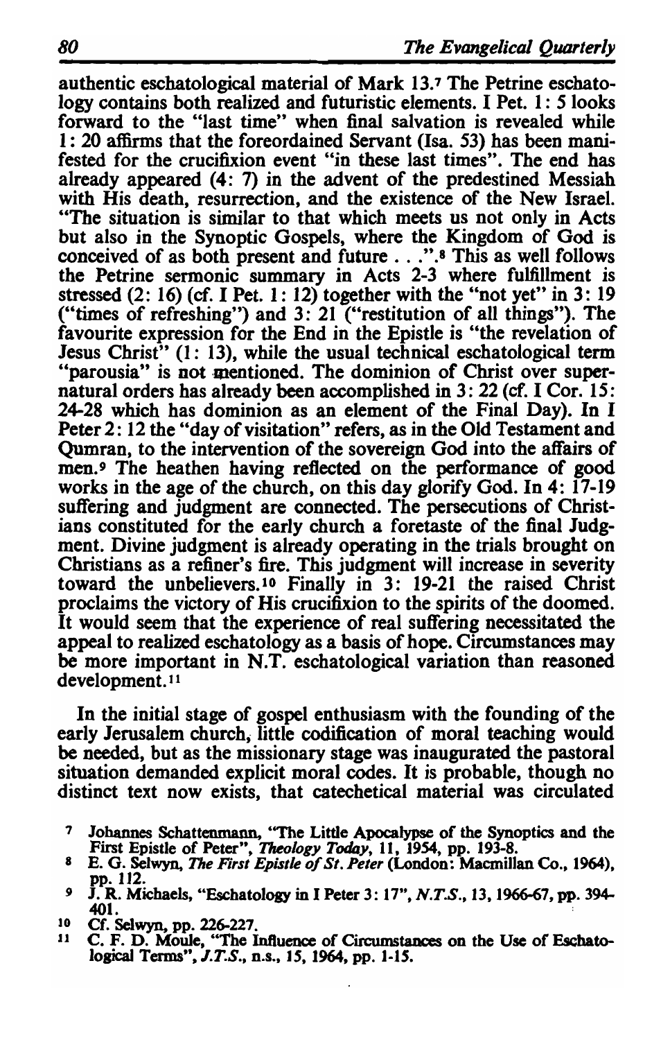authentic eschatological material of Mark 13.[7] The Petrine eschatology contains both realized and futuristic elements. I Pet. 1: 5 looks forward to the "last time" when final salvation is revealed while 1: 20 affirms that the foreordained Servant (Isa. 53) has been manifested for the crucifixion event "in these last times". The end has already appeared (4: 7) in the advent of the predestined Messiah with His death, resurrection, and the existence of the New Israel. "The situation is similar to that which meets us not only in Acts but also in the Synoptic Gospels, where the Kingdom of God is conceived of as both present and future . . .".[8] This as well follows the Petrine sermonic summary in Acts 2-3 where fulfillment is stressed (2: 16) (cf. I Pet. 1: 12) together with the "not yet" in 3: 19 ("times of refreshing") and 3: 21 ("restitution of all things"). The favourite expression for the End in the Epistle is "the revelation of Jesus Christ" (1: 13), while the usual technical eschatological term "parousia" is not mentioned. The dominion of Christ over supernatural orders has already been accomplished in 3: 22 (cf. I Cor. 15: 24-28 which has dominion as an element of the Final Day). In I Peter 2: 12 the "day of visitation" refers, as in the Old Testament and Qumran, to the intervention of the sovereign God into the affairs of men.[9] The heathen having reflected on the performance of good works in the age of the church, on this day glorify God. In 4: 17-19 suffering and judgment are connected. The persecutions of Christians constituted for the early church a foretaste of the final Judgment. Divine judgment is already operating in the trials brought on Christians as a refiner's fire. This judgment will increase in severity toward the unbelievers.[10] Finally in 3: 19-21 the raised Christ proclaims the victory of His crucifixion to the spirits of the doomed. It would seem that the experience of real suffering necessitated the appeal to realized eschatology as a basis of hope. Circumstances may be more important in N.T. eschatological variation than reasoned development.[11]

In the initial stage of gospel enthusiasm with the founding of the early Jerusalem church, little codification of moral teaching would be needed, but as the missionary stage was inaugurated the pastoral situation demanded explicit moral codes. It is probable, though no distinct text now exists, that catechetical material was circulated

[7] Johannes Schattenmann, "The Little Apocalypse of the Synoptics and the First Epistle of Peter", *Theology Today*, 11, 1954, pp. 193-8.

[8] E. G. Selwyn, *The First Epistle of St. Peter* (London: Macmillan Co., 1964), pp. 112.

[9] J. R. Michaels, "Eschatology in I Peter 3: 17", *N.T.S.*, 13, 1966-67, pp. 394-401.

[10] Cf. Selwyn, pp. 226-227.

[11] C. F. D. Moule, "The Influence of Circumstances on the Use of Eschatological Terms", *J.T.S.*, n.s., 15, 1964, pp. 1-15.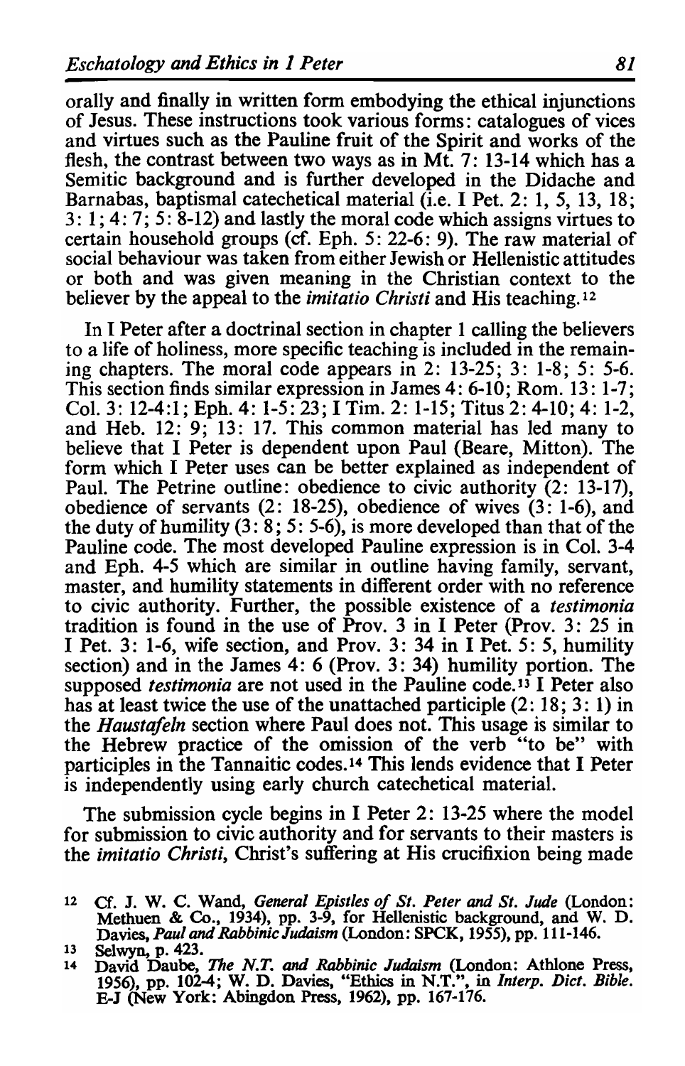orally and finally in written form embodying the ethical injunctions of Jesus. These instructions took various forms: catalogues of vices and virtues such as the Pauline fruit of the Spirit and works of the flesh, the contrast between two ways as in Mt. 7: 13-14 which has a Semitic background and is further developed in the Didache and Barnabas, baptismal catechetical material (i.e. I Pet. 2: 1, 5, 13, 18; 3: 1; 4: 7; 5: 8-12) and lastly the moral code which assigns virtues to certain household groups (cf. Eph. 5: 22-6: 9). The raw material of social behaviour was taken from either Jewish or Hellenistic attitudes or both and was given meaning in the Christian context to the believer by the appeal to the *imitatio Christi* and His teaching.[12]

In I Peter after a doctrinal section in chapter 1 calling the believers to a life of holiness, more specific teaching is included in the remaining chapters. The moral code appears in 2: 13-25; 3: 1-8; 5: 5-6. This section finds similar expression in James 4: 6-10; Rom. 13: 1-7; Col. 3: 12-4:1; Eph. 4: 1-5: 23; I Tim. 2: 1-15; Titus 2: 4-10; 4: 1-2, and Heb. 12: 9; 13: 17. This common material has led many to believe that I Peter is dependent upon Paul (Beare, Mitton). The form which I Peter uses can be better explained as independent of Paul. The Petrine outline: obedience to civic authority (2: 13-17), obedience of servants (2: 18-25), obedience of wives (3: 1-6), and the duty of humility (3: 8; 5: 5-6), is more developed than that of the Pauline code. The most developed Pauline expression is in Col. 3-4 and Eph. 4-5 which are similar in outline having family, servant, master, and humility statements in different order with no reference to civic authority. Further, the possible existence of a *testimonia* tradition is found in the use of Prov. 3 in I Peter (Prov. 3: 25 in I Pet. 3: 1-6, wife section, and Prov. 3: 34 in I Pet. 5: 5, humility section) and in the James 4: 6 (Prov. 3: 34) humility portion. The supposed *testimonia* are not used in the Pauline code.[13] I Peter also has at least twice the use of the unattached participle (2: 18; 3: 1) in the *Haustafeln* section where Paul does not. This usage is similar to the Hebrew practice of the omission of the verb "to be" with participles in the Tannaitic codes.[14] This lends evidence that I Peter is independently using early church catechetical material.

The submission cycle begins in I Peter 2: 13-25 where the model for submission to civic authority and for servants to their masters is the *imitatio Christi*, Christ's suffering at His crucifixion being made

12 Cf. J. W. C. Wand, *General Epistles of St. Peter and St. Jude* (London: Methuen & Co., 1934), pp. 3-9, for Hellenistic background, and W. D. Davies, *Paul and Rabbinic Judaism* (London: SPCK, 1955), pp. 111-146.

13 Selwyn, p. 423.

14 David Daube, *The N.T. and Rabbinic Judaism* (London: Athlone Press, 1956), pp. 102-4; W. D. Davies, "Ethics in N.T.", in *Interp. Dict. Bible. E-J* (New York: Abingdon Press, 1962), pp. 167-176.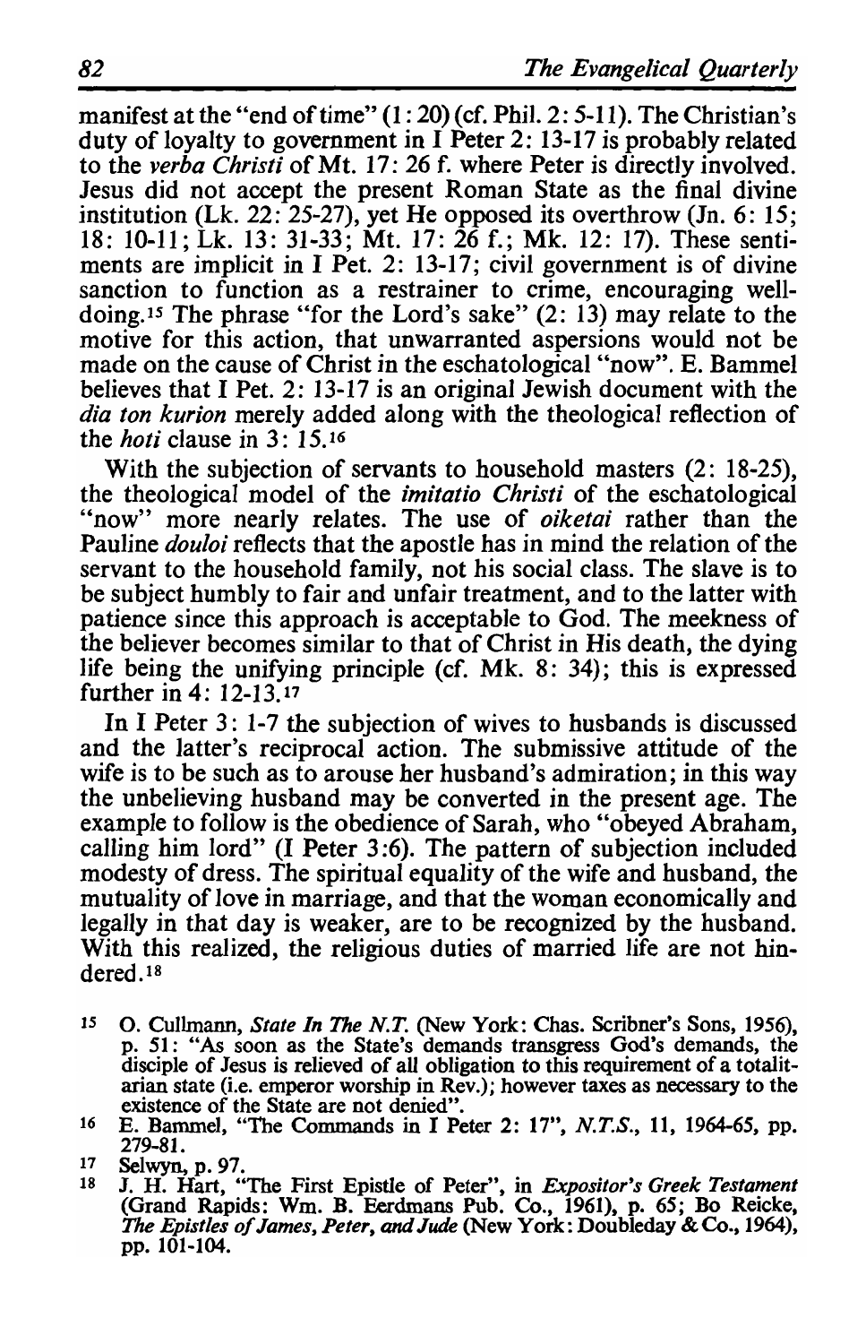manifest at the "end of time" (1: 20) (cf. Phil. 2: 5-11). The Christian's duty of loyalty to government in I Peter 2: 13-17 is probably related to the *verba Christi* of Mt. 17: 26 f. where Peter is directly involved. Jesus did not accept the present Roman State as the final divine institution (Lk. 22: 25-27), yet He opposed its overthrow (Jn. 6: 15; 18: 10-11; Lk. 13: 31-33; Mt. 17: 26 f.; Mk. 12: 17). These sentiments are implicit in I Pet. 2: 13-17; civil government is of divine sanction to function as a restrainer to crime, encouraging well-doing.[15] The phrase "for the Lord's sake" (2: 13) may relate to the motive for this action, that unwarranted aspersions would not be made on the cause of Christ in the eschatological "now". E. Bammel believes that I Pet. 2: 13-17 is an original Jewish document with the *dia ton kurion* merely added along with the theological reflection of the *hoti* clause in 3: 15.[16]

With the subjection of servants to household masters (2: 18-25), the theological model of the *imitatio Christi* of the eschatological "now" more nearly relates. The use of *oiketai* rather than the Pauline *douloi* reflects that the apostle has in mind the relation of the servant to the household family, not his social class. The slave is to be subject humbly to fair and unfair treatment, and to the latter with patience since this approach is acceptable to God. The meekness of the believer becomes similar to that of Christ in His death, the dying life being the unifying principle (cf. Mk. 8: 34); this is expressed further in 4: 12-13.[17]

In I Peter 3: 1-7 the subjection of wives to husbands is discussed and the latter's reciprocal action. The submissive attitude of the wife is to be such as to arouse her husband's admiration; in this way the unbelieving husband may be converted in the present age. The example to follow is the obedience of Sarah, who "obeyed Abraham, calling him lord" (I Peter 3:6). The pattern of subjection included modesty of dress. The spiritual equality of the wife and husband, the mutuality of love in marriage, and that the woman economically and legally in that day is weaker, are to be recognized by the husband. With this realized, the religious duties of married life are not hindered.[18]

---

15 O. Cullmann, *State In The N.T.* (New York: Chas. Scribner's Sons, 1956), p. 51: "As soon as the State's demands transgress God's demands, the disciple of Jesus is relieved of all obligation to this requirement of a totalitarian state (i.e. emperor worship in Rev.); however taxes as necessary to the existence of the State are not denied".

16 E. Bammel, "The Commands in I Peter 2: 17", *N.T.S.*, 11, 1964-65, pp. 279-81.

17 Selwyn, p. 97.

18 J. H. Hart, "The First Epistle of Peter", in *Expositor's Greek Testament* (Grand Rapids: Wm. B. Eerdmans Pub. Co., 1961), p. 65; Bo Reicke, *The Epistles of James, Peter, and Jude* (New York: Doubleday & Co., 1964), pp. 101-104.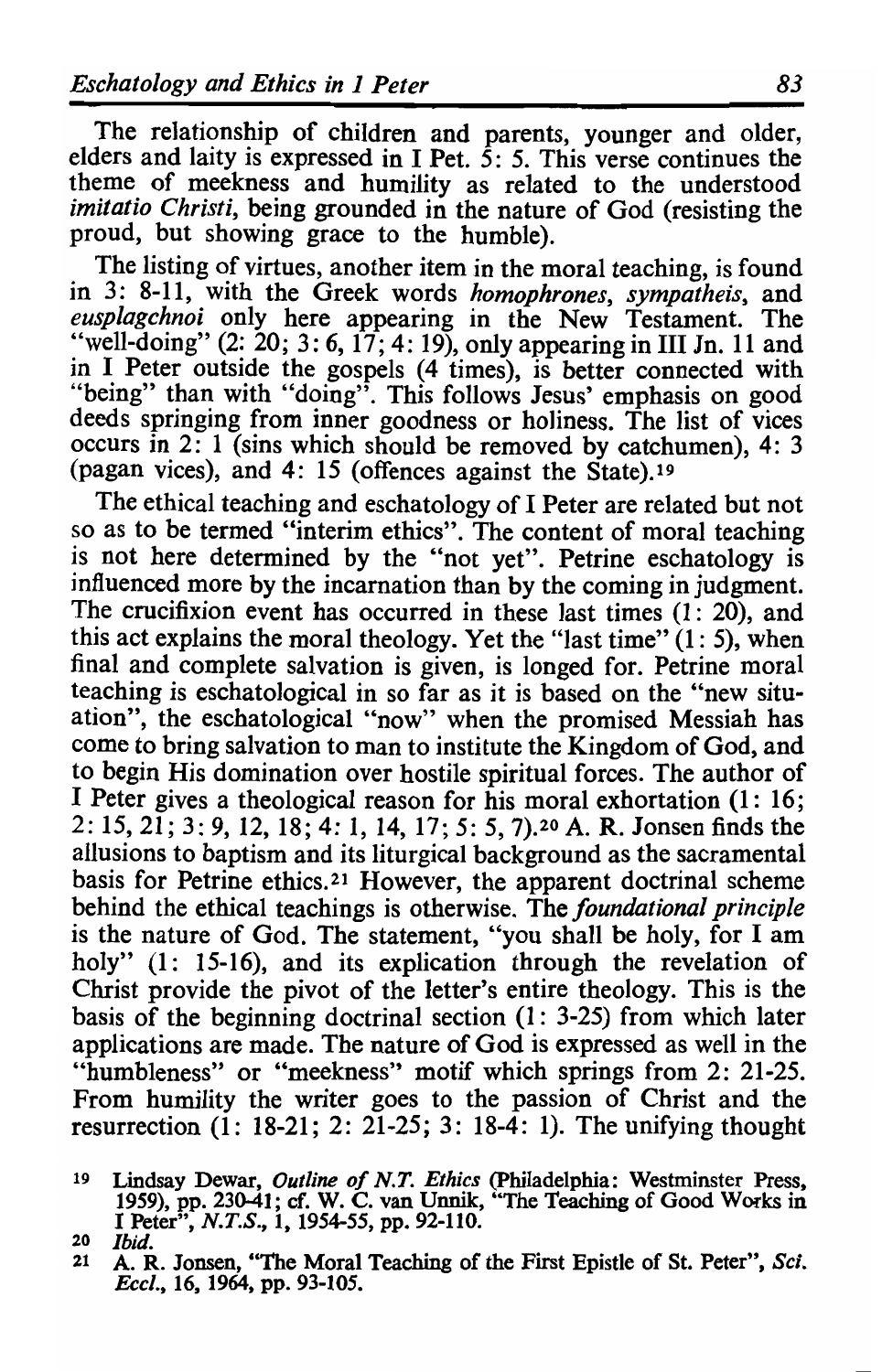The relationship of children and parents, younger and older, elders and laity is expressed in I Pet. 5: 5. This verse continues the theme of meekness and humility as related to the understood *imitatio Christi*, being grounded in the nature of God (resisting the proud, but showing grace to the humble).

The listing of virtues, another item in the moral teaching, is found in 3: 8-11, with the Greek words *homophrones*, *sympatheis*, and *eusplagchnoi* only here appearing in the New Testament. The "well-doing" (2: 20; 3: 6, 17; 4: 19), only appearing in III Jn. 11 and in I Peter outside the gospels (4 times), is better connected with "being" than with "doing". This follows Jesus' emphasis on good deeds springing from inner goodness or holiness. The list of vices occurs in 2: 1 (sins which should be removed by catchumen), 4: 3 (pagan vices), and 4: 15 (offences against the State).[19]

The ethical teaching and eschatology of I Peter are related but not so as to be termed "interim ethics". The content of moral teaching is not here determined by the "not yet". Petrine eschatology is influenced more by the incarnation than by the coming in judgment. The crucifixion event has occurred in these last times (1: 20), and this act explains the moral theology. Yet the "last time" (1: 5), when final and complete salvation is given, is longed for. Petrine moral teaching is eschatological in so far as it is based on the "new situation", the eschatological "now" when the promised Messiah has come to bring salvation to man to institute the Kingdom of God, and to begin His domination over hostile spiritual forces. The author of I Peter gives a theological reason for his moral exhortation (1: 16; 2: 15, 21; 3: 9, 12, 18; 4: 1, 14, 17; 5: 5, 7).[20] A. R. Jonsen finds the allusions to baptism and its liturgical background as the sacramental basis for Petrine ethics.[21] However, the apparent doctrinal scheme behind the ethical teachings is otherwise. The *foundational principle* is the nature of God. The statement, "you shall be holy, for I am holy" (1: 15-16), and its explication through the revelation of Christ provide the pivot of the letter's entire theology. This is the basis of the beginning doctrinal section (1: 3-25) from which later applications are made. The nature of God is expressed as well in the "humbleness" or "meekness" motif which springs from 2: 21-25. From humility the writer goes to the passion of Christ and the resurrection (1: 18-21; 2: 21-25; 3: 18-4: 1). The unifying thought

---

19 Lindsay Dewar, *Outline of N.T. Ethics* (Philadelphia: Westminster Press, 1959), pp. 230-41; cf. W. C. van Unnik, "The Teaching of Good Works in I Peter", *N.T.S.*, 1, 1954-55, pp. 92-110.

20 *Ibid.*

21 A. R. Jonsen, "The Moral Teaching of the First Epistle of St. Peter", *Sci. Eccl.*, 16, 1964, pp. 93-105.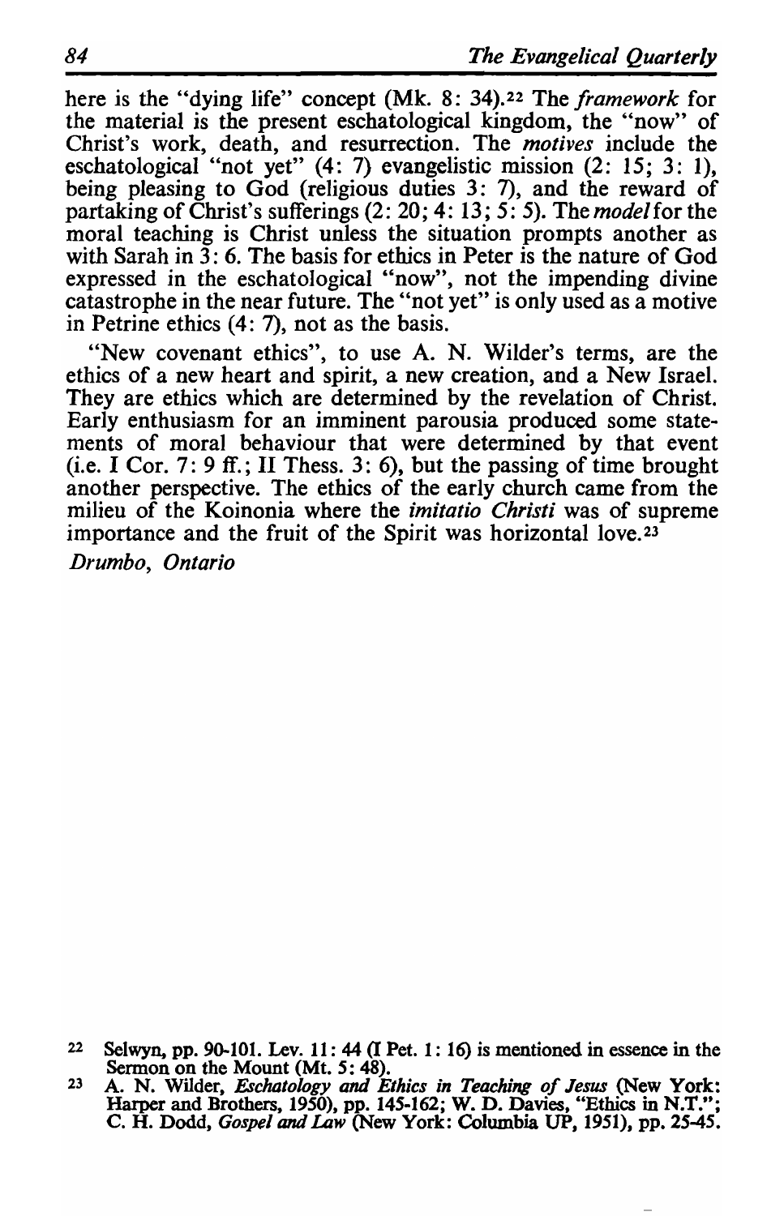here is the "dying life" concept (Mk. 8: 34).[22] The *framework* for the material is the present eschatological kingdom, the "now" of Christ's work, death, and resurrection. The *motives* include the eschatological "not yet" (4: 7) evangelistic mission (2: 15; 3: 1), being pleasing to God (religious duties 3: 7), and the reward of partaking of Christ's sufferings (2: 20; 4: 13; 5: 5). The *model* for the moral teaching is Christ unless the situation prompts another as with Sarah in 3: 6. The basis for ethics in Peter is the nature of God expressed in the eschatological "now", not the impending divine catastrophe in the near future. The "not yet" is only used as a motive in Petrine ethics (4: 7), not as the basis.

"New covenant ethics", to use A. N. Wilder's terms, are the ethics of a new heart and spirit, a new creation, and a New Israel. They are ethics which are determined by the revelation of Christ. Early enthusiasm for an imminent parousia produced some statements of moral behaviour that were determined by that event (i.e. I Cor. 7: 9 ff.; II Thess. 3: 6), but the passing of time brought another perspective. The ethics of the early church came from the milieu of the Koinonia where the *imitatio Christi* was of supreme importance and the fruit of the Spirit was horizontal love.[23]

*Drumbo, Ontario*

---

22 Selwyn, pp. 90-101. Lev. 11: 44 (I Pet. 1: 16) is mentioned in essence in the Sermon on the Mount (Mt. 5: 48).

23 A. N. Wilder, *Eschatology and Ethics in Teaching of Jesus* (New York: Harper and Brothers, 1950), pp. 145-162; W. D. Davies, "Ethics in N.T."; C. H. Dodd, *Gospel and Law* (New York: Columbia UP, 1951), pp. 25-45.